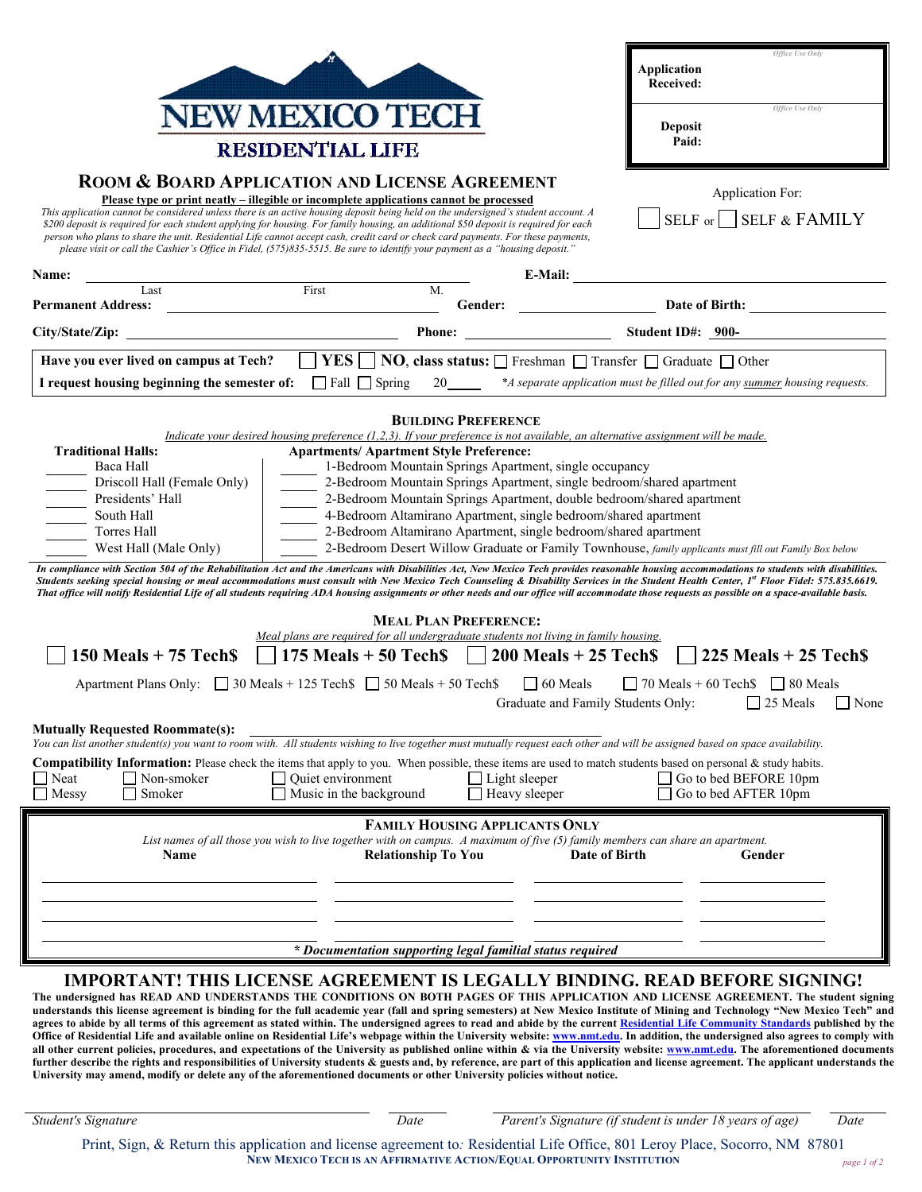# NEW MEXICO TECH
## RESIDENTIAL LIFE

| Application Received: | *Office Use Only* |
| --- | --- |
| Deposit Paid: | *Office Use Only* |

## ROOM & BOARD APPLICATION AND LICENSE AGREEMENT

**Please type or print neatly – illegible or incomplete applications cannot be processed**

*This application cannot be considered unless there is an active housing deposit being held on the undersigned's student account. A $200 deposit is required for each student applying for housing. For family housing, an additional $50 deposit is required for each person who plans to share the unit. Residential Life cannot accept cash, credit card or check card payments. For these payments, please visit or call the Cashier's Office in Fidel, (575)835-5515. Be sure to identify your payment as a "housing deposit."*

Application For:

☐ SELF or ☐ SELF & FAMILY

**Name:** ______________________ (Last / First / M.) **E-Mail:** ______________________

**Permanent Address:** ______________________ **Gender:** __________ **Date of Birth:** __________

**City/State/Zip:** ______________________ **Phone:** __________ **Student ID#:** 900-__________

**Have you ever lived on campus at Tech?** ☐ **YES** ☐ **NO, class status:** ☐ Freshman ☐ Transfer ☐ Graduate ☐ Other

**I request housing beginning the semester of:** ☐ Fall ☐ Spring 20____ *\*A separate application must be filled out for any summer housing requests.*

### BUILDING PREFERENCE

*Indicate your desired housing preference (1,2,3). If your preference is not available, an alternative assignment will be made.*

**Traditional Halls:**
- _____ Baca Hall
- _____ Driscoll Hall (Female Only)
- _____ Presidents' Hall
- _____ South Hall
- _____ Torres Hall
- _____ West Hall (Male Only)

**Apartments/ Apartment Style Preference:**
- _____ 1-Bedroom Mountain Springs Apartment, single occupancy
- _____ 2-Bedroom Mountain Springs Apartment, single bedroom/shared apartment
- _____ 2-Bedroom Mountain Springs Apartment, double bedroom/shared apartment
- _____ 4-Bedroom Altamirano Apartment, single bedroom/shared apartment
- _____ 2-Bedroom Altamirano Apartment, single bedroom/shared apartment
- _____ 2-Bedroom Desert Willow Graduate or Family Townhouse, *family applicants must fill out Family Box below*

***In compliance with Section 504 of the Rehabilitation Act and the Americans with Disabilities Act, New Mexico Tech provides reasonable housing accommodations to students with disabilities. Students seeking special housing or meal accommodations must consult with New Mexico Tech Counseling & Disability Services in the Student Health Center, 1st Floor Fidel: 575.835.6619. That office will notify Residential Life of all students requiring ADA housing assignments or other needs and our office will accommodate those requests as possible on a space-available basis.***

### MEAL PLAN PREFERENCE:

*Meal plans are required for all undergraduate students not living in family housing.*

☐ **150 Meals + 75 Tech$** ☐ **175 Meals + 50 Tech$** ☐ **200 Meals + 25 Tech$** ☐ **225 Meals + 25 Tech$**

Apartment Plans Only: ☐ 30 Meals + 125 Tech$ ☐ 50 Meals + 50 Tech$ ☐ 60 Meals ☐ 70 Meals + 60 Tech$ ☐ 80 Meals

Graduate and Family Students Only: ☐ 25 Meals ☐ None

**Mutually Requested Roommate(s):** ______________________

*You can list another student(s) you want to room with. All students wishing to live together must mutually request each other and will be assigned based on space availability.*

**Compatibility Information:** Please check the items that apply to you. When possible, these items are used to match students based on personal & study habits.

- ☐ Neat ☐ Non-smoker ☐ Quiet environment ☐ Light sleeper ☐ Go to bed BEFORE 10pm
- ☐ Messy ☐ Smoker ☐ Music in the background ☐ Heavy sleeper ☐ Go to bed AFTER 10pm

### FAMILY HOUSING APPLICANTS ONLY

*List names of all those you wish to live together with on campus. A maximum of five (5) family members can share an apartment.*

| Name | Relationship To You | Date of Birth | Gender |
| --- | --- | --- | --- |
| | | | |
| | | | |
| | | | |
| | | | |

***\* Documentation supporting legal familial status required***

## IMPORTANT! THIS LICENSE AGREEMENT IS LEGALLY BINDING. READ BEFORE SIGNING!

**The undersigned has READ AND UNDERSTANDS THE CONDITIONS ON BOTH PAGES OF THIS APPLICATION AND LICENSE AGREEMENT. The student signing understands this license agreement is binding for the full academic year (fall and spring semesters) at New Mexico Institute of Mining and Technology "New Mexico Tech" and agrees to abide by all terms of this agreement as stated within. The undersigned agrees to read and abide by the current Residential Life Community Standards published by the Office of Residential Life and available online on Residential Life's webpage within the University website: www.nmt.edu. In addition, the undersigned also agrees to comply with all other current policies, procedures, and expectations of the University as published online within & via the University website: www.nmt.edu. The aforementioned documents further describe the rights and responsibilities of University students & guests and, by reference, are part of this application and license agreement. The applicant understands the University may amend, modify or delete any of the aforementioned documents or other University policies without notice.**

______________________ *Student's Signature* ______ *Date* ______________________ *Parent's Signature (if student is under 18 years of age)* ______ *Date*

Print, Sign, & Return this application and license agreement to: Residential Life Office, 801 Leroy Place, Socorro, NM 87801

**NEW MEXICO TECH IS AN AFFIRMATIVE ACTION/EQUAL OPPORTUNITY INSTITUTION**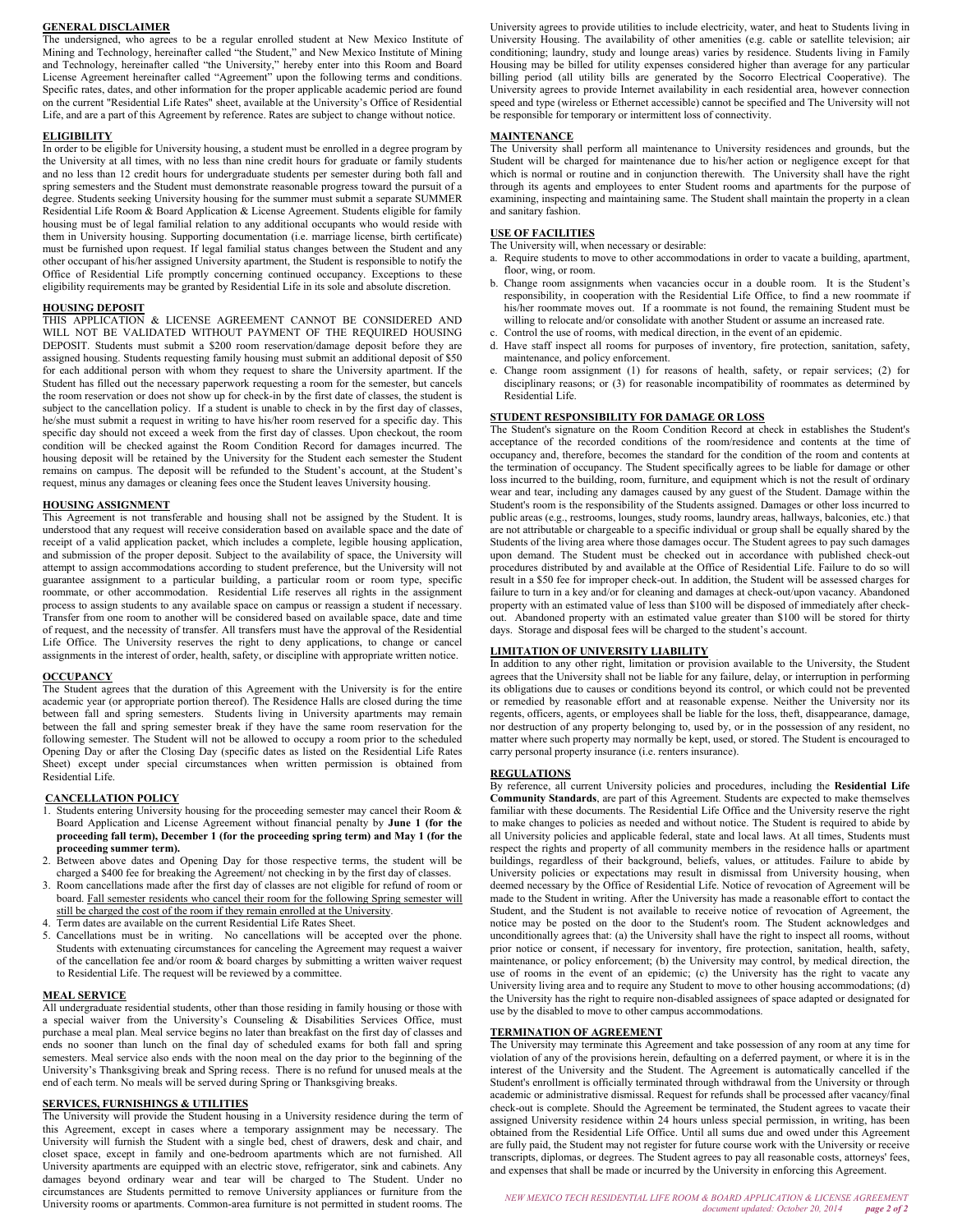## GENERAL DISCLAIMER

The undersigned, who agrees to be a regular enrolled student at New Mexico Institute of Mining and Technology, hereinafter called "the Student," and New Mexico Institute of Mining and Technology, hereinafter called "the University," hereby enter into this Room and Board License Agreement hereinafter called "Agreement" upon the following terms and conditions. Specific rates, dates, and other information for the proper applicable academic period are found on the current "Residential Life Rates" sheet, available at the University's Office of Residential Life, and are a part of this Agreement by reference. Rates are subject to change without notice.

## ELIGIBILITY

In order to be eligible for University housing, a student must be enrolled in a degree program by the University at all times, with no less than nine credit hours for graduate or family students and no less than 12 credit hours for undergraduate students per semester during both fall and spring semesters and the Student must demonstrate reasonable progress toward the pursuit of a degree. Students seeking University housing for the summer must submit a separate SUMMER Residential Life Room & Board Application & License Agreement. Students eligible for family housing must be of legal familial relation to any additional occupants who would reside with them in University housing. Supporting documentation (i.e. marriage license, birth certificate) must be furnished upon request. If legal familial status changes between the Student and any other occupant of his/her assigned University apartment, the Student is responsible to notify the Office of Residential Life promptly concerning continued occupancy. Exceptions to these eligibility requirements may be granted by Residential Life in its sole and absolute discretion.

## HOUSING DEPOSIT

THIS APPLICATION & LICENSE AGREEMENT CANNOT BE CONSIDERED AND WILL NOT BE VALIDATED WITHOUT PAYMENT OF THE REQUIRED HOUSING DEPOSIT. Students must submit a $200 room reservation/damage deposit before they are assigned housing. Students requesting family housing must submit an additional deposit of $50 for each additional person with whom they request to share the University apartment. If the Student has filled out the necessary paperwork requesting a room for the semester, but cancels the room reservation or does not show up for check-in by the first date of classes, the student is subject to the cancellation policy. If a student is unable to check in by the first day of classes, he/she must submit a request in writing to have his/her room reserved for a specific day. This specific day should not exceed a week from the first day of classes. Upon checkout, the room condition will be checked against the Room Condition Record for damages incurred. The housing deposit will be retained by the University for the Student each semester the Student remains on campus. The deposit will be refunded to the Student's account, at the Student's request, minus any damages or cleaning fees once the Student leaves University housing.

## HOUSING ASSIGNMENT

This Agreement is not transferable and housing shall not be assigned by the Student. It is understood that any request will receive consideration based on available space and the date of receipt of a valid application packet, which includes a complete, legible housing application, and submission of the proper deposit. Subject to the availability of space, the University will attempt to assign accommodations according to student preference, but the University will not guarantee assignment to a particular building, a particular room or room type, specific roommate, or other accommodation. Residential Life reserves all rights in the assignment process to assign students to any available space on campus or reassign a student if necessary. Transfer from one room to another will be considered based on available space, date and time of request, and the necessity of transfer. All transfers must have the approval of the Residential Life Office. The University reserves the right to deny applications, to change or cancel assignments in the interest of order, health, safety, or discipline with appropriate written notice.

## OCCUPANCY

The Student agrees that the duration of this Agreement with the University is for the entire academic year (or appropriate portion thereof). The Residence Halls are closed during the time between fall and spring semesters. Students living in University apartments may remain between the fall and spring semester break if they have the same room reservation for the following semester. The Student will not be allowed to occupy a room prior to the scheduled Opening Day or after the Closing Day (specific dates as listed on the Residential Life Rates Sheet) except under special circumstances when written permission is obtained from Residential Life.

## CANCELLATION POLICY

1. Students entering University housing for the proceeding semester may cancel their Room & Board Application and License Agreement without financial penalty by **June 1 (for the proceeding fall term), December 1 (for the proceeding spring term) and May 1 (for the proceeding summer term).**
2. Between above dates and Opening Day for those respective terms, the student will be charged a $400 fee for breaking the Agreement/ not checking in by the first day of classes.
3. Room cancellations made after the first day of classes are not eligible for refund of room or board. Fall semester residents who cancel their room for the following Spring semester will still be charged the cost of the room if they remain enrolled at the University.
4. Term dates are available on the current Residential Life Rates Sheet.
5. Cancellations must be in writing. No cancellations will be accepted over the phone. Students with extenuating circumstances for canceling the Agreement may request a waiver of the cancellation fee and/or room & board charges by submitting a written waiver request to Residential Life. The request will be reviewed by a committee.

## MEAL SERVICE

All undergraduate residential students, other than those residing in family housing or those with a special waiver from the University's Counseling & Disabilities Services Office, must purchase a meal plan. Meal service begins no later than breakfast on the first day of classes and ends no sooner than lunch on the final day of scheduled exams for both fall and spring semesters. Meal service also ends with the noon meal on the day prior to the beginning of the University's Thanksgiving break and Spring recess. There is no refund for unused meals at the end of each term. No meals will be served during Spring or Thanksgiving breaks.

## SERVICES, FURNISHINGS & UTILITIES

The University will provide the Student housing in a University residence during the term of this Agreement, except in cases where a temporary assignment may be necessary. The University will furnish the Student with a single bed, chest of drawers, desk and chair, and closet space, except in family and one-bedroom apartments which are not furnished. All University apartments are equipped with an electric stove, refrigerator, sink and cabinets. Any damages beyond ordinary wear and tear will be charged to The Student. Under no circumstances are Students permitted to remove University appliances or furniture from the University rooms or apartments. Common-area furniture is not permitted in student rooms. The University agrees to provide utilities to include electricity, water, and heat to Students living in University Housing. The availability of other amenities (e.g. cable or satellite television; air conditioning; laundry, study and lounge areas) varies by residence. Students living in Family Housing may be billed for utility expenses considered higher than average for any particular billing period (all utility bills are generated by the Socorro Electrical Cooperative). The University agrees to provide Internet availability in each residential area, however connection speed and type (wireless or Ethernet accessible) cannot be specified and The University will not be responsible for temporary or intermittent loss of connectivity.

## MAINTENANCE

The University shall perform all maintenance to University residences and grounds, but the Student will be charged for maintenance due to his/her action or negligence except for that which is normal or routine and in conjunction therewith. The University shall have the right through its agents and employees to enter Student rooms and apartments for the purpose of examining, inspecting and maintaining same. The Student shall maintain the property in a clean and sanitary fashion.

## USE OF FACILITIES

The University will, when necessary or desirable:

a. Require students to move to other accommodations in order to vacate a building, apartment, floor, wing, or room.
b. Change room assignments when vacancies occur in a double room. It is the Student's responsibility, in cooperation with the Residential Life Office, to find a new roommate if his/her roommate moves out. If a roommate is not found, the remaining Student must be willing to relocate and/or consolidate with another Student or assume an increased rate.
c. Control the use of rooms, with medical direction, in the event of an epidemic.
d. Have staff inspect all rooms for purposes of inventory, fire protection, sanitation, safety, maintenance, and policy enforcement.
e. Change room assignment (1) for reasons of health, safety, or repair services; (2) for disciplinary reasons; or (3) for reasonable incompatibility of roommates as determined by Residential Life.

## STUDENT RESPONSIBILITY FOR DAMAGE OR LOSS

The Student's signature on the Room Condition Record at check in establishes the Student's acceptance of the recorded conditions of the room/residence and contents at the time of occupancy and, therefore, becomes the standard for the condition of the room and contents at the termination of occupancy. The Student specifically agrees to be liable for damage or other loss incurred to the building, room, furniture, and equipment which is not the result of ordinary wear and tear, including any damages caused by any guest of the Student. Damage within the Student's room is the responsibility of the Students assigned. Damages or other loss incurred to public areas (e.g., restrooms, lounges, study rooms, laundry areas, hallways, balconies, etc.) that are not attributable or chargeable to a specific individual or group shall be equally shared by the Students of the living area where those damages occur. The Student agrees to pay such damages upon demand. The Student must be checked out in accordance with published check-out procedures distributed by and available at the Office of Residential Life. Failure to do so will result in a $50 fee for improper check-out. In addition, the Student will be assessed charges for failure to turn in a key and/or for cleaning and damages at check-out/upon vacancy. Abandoned property with an estimated value of less than $100 will be disposed of immediately after check-out. Abandoned property with an estimated value greater than $100 will be stored for thirty days. Storage and disposal fees will be charged to the student's account.

## LIMITATION OF UNIVERSITY LIABILITY

In addition to any other right, limitation or provision available to the University, the Student agrees that the University shall not be liable for any failure, delay, or interruption in performing its obligations due to causes or conditions beyond its control, or which could not be prevented or remedied by reasonable effort and at reasonable expense. Neither the University nor its regents, officers, agents, or employees shall be liable for the loss, theft, disappearance, damage, nor destruction of any property belonging to, used by, or in the possession of any resident, no matter where such property may normally be kept, used, or stored. The Student is encouraged to carry personal property insurance (i.e. renters insurance).

## REGULATIONS

By reference, all current University policies and procedures, including the **Residential Life Community Standards**, are part of this Agreement. Students are expected to make themselves familiar with these documents. The Residential Life Office and the University reserve the right to make changes to policies as needed and without notice. The Student is required to abide by all University policies and applicable federal, state and local laws. At all times, Students must respect the rights and property of all community members in the residence halls or apartment buildings, regardless of their background, beliefs, values, or attitudes. Failure to abide by University policies or expectations may result in dismissal from University housing, when deemed necessary by the Office of Residential Life. Notice of revocation of Agreement will be made to the Student in writing. After the University has made a reasonable effort to contact the Student, and the Student is not available to receive notice of revocation of Agreement, the notice may be posted on the door to the Student's room. The Student acknowledges and unconditionally agrees that: (a) the University shall have the right to inspect all rooms, without prior notice or consent, if necessary for inventory, fire protection, sanitation, health, safety, maintenance, or policy enforcement; (b) the University may control, by medical direction, the use of rooms in the event of an epidemic; (c) the University has the right to vacate any University living area and to require any Student to move to other housing accommodations; (d) the University has the right to require non-disabled assignees of space adapted or designated for use by the disabled to move to other campus accommodations.

## TERMINATION OF AGREEMENT

The University may terminate this Agreement and take possession of any room at any time for violation of any of the provisions herein, defaulting on a deferred payment, or where it is in the interest of the University and the Student. The Agreement is automatically cancelled if the Student's enrollment is officially terminated through withdrawal from the University or through academic or administrative dismissal. Request for refunds shall be processed after vacancy/final check-out is complete. Should the Agreement be terminated, the Student agrees to vacate their assigned University residence within 24 hours unless special permission, in writing, has been obtained from the Residential Life Office. Until all sums due and owed under this Agreement are fully paid, the Student may not register for future course work with the University or receive transcripts, diplomas, or degrees. The Student agrees to pay all reasonable costs, attorneys' fees, and expenses that shall be made or incurred by the University in enforcing this Agreement.